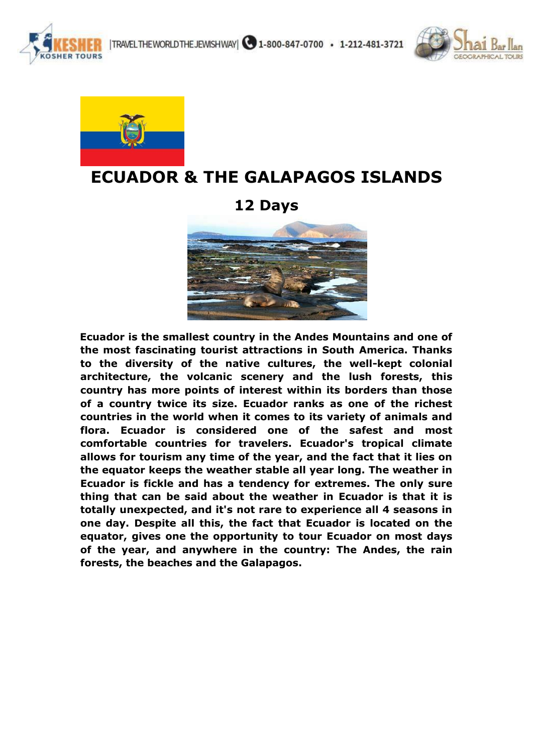# ECUADOR & THE GALAPAGOS ISLANDS

## 12 Days

**Ecuador is the smallest country in the Andes Mountains and one of the most fascinating tourist attractions in South America. Thanks to the diversity of the native cultures, the well-kept colonial architecture, the volcanic scenery and the lush forests, this country has more points of interest within its borders than those of a country twice its size. Ecuador ranks as one of the richest countries in the world when it comes to its variety of animals and flora. Ecuador is considered one of the safest and most comfortable countries for travelers. Ecuador's tropical climate allows for tourism any time of the year, and the fact that it lies on the equator keeps the weather stable all year long. The weather in Ecuador is fickle and has a tendency for extremes. The only sure thing that can be said about the weather in Ecuador is that it is totally unexpected, and it's not rare to experience all 4 seasons in one day. Despite all this, the fact that Ecuador is located on the equator, gives one the opportunity to tour Ecuador on most days of the year, and anywhere in the country: The Andes, the rain forests, the beaches and the Galapagos.**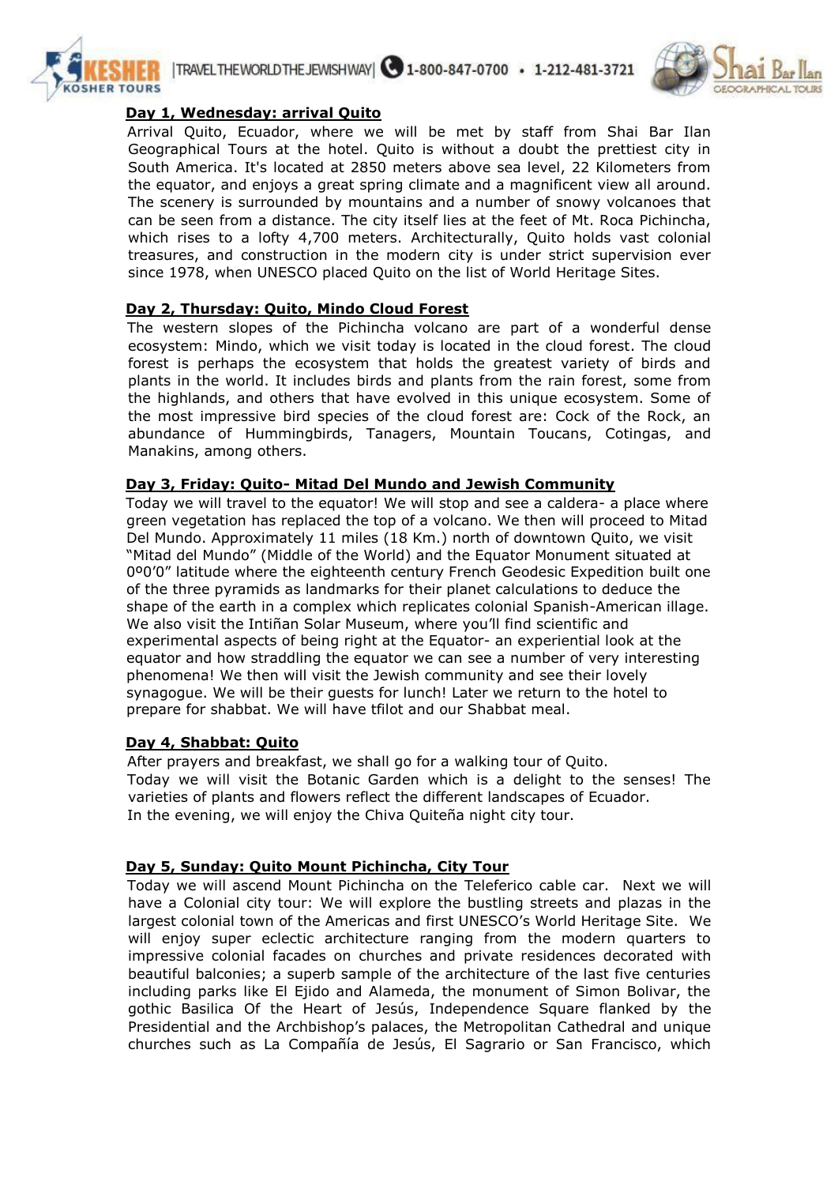## Day 1, Wednesday: arrival Quito

Arrival Quito, Ecuador, where we will be met by staff from Shai Bar Ilan Geographical Tours at the hotel. Quito is without a doubt the prettiest city in South America. It's located at 2850 meters above sea level, 22 Kilometers from the equator, and enjoys a great spring climate and a magnificent view all around. The scenery is surrounded by mountains and a number of snowy volcanoes that can be seen from a distance. The city itself lies at the feet of Mt. Roca Pichincha, which rises to a lofty 4,700 meters. Architecturally, Quito holds vast colonial treasures, and construction in the modern city is under strict supervision ever since 1978, when UNESCO placed Quito on the list of World Heritage Sites.

## Day 2, Thursday: Quito, Mindo Cloud Forest

The western slopes of the Pichincha volcano are part of a wonderful dense ecosystem: Mindo, which we visit today is located in the cloud forest. The cloud forest is perhaps the ecosystem that holds the greatest variety of birds and plants in the world. It includes birds and plants from the rain forest, some from the highlands, and others that have evolved in this unique ecosystem. Some of the most impressive bird species of the cloud forest are: Cock of the Rock, an abundance of Hummingbirds, Tanagers, Mountain Toucans, Cotingas, and Manakins, among others.

## Day 3, Friday: Quito- Mitad Del Mundo and Jewish Community

Today we will travel to the equator! We will stop and see a caldera- a place where green vegetation has replaced the top of a volcano. We then will proceed to Mitad Del Mundo. Approximately 11 miles (18 Km.) north of downtown Quito, we visit "Mitad del Mundo" (Middle of the World) and the Equator Monument situated at 0º0'0" latitude where the eighteenth century French Geodesic Expedition built one of the three pyramids as landmarks for their planet calculations to deduce the shape of the earth in a complex which replicates colonial Spanish-American illage. We also visit the Intiñan Solar Museum, where you'll find scientific and experimental aspects of being right at the Equator- an experiential look at the equator and how straddling the equator we can see a number of very interesting phenomena! We then will visit the Jewish community and see their lovely synagogue. We will be their guests for lunch! Later we return to the hotel to prepare for shabbat. We will have tfilot and our Shabbat meal.

## Day 4, Shabbat: Quito

After prayers and breakfast, we shall go for a walking tour of Quito.
Today we will visit the Botanic Garden which is a delight to the senses! The varieties of plants and flowers reflect the different landscapes of Ecuador.
In the evening, we will enjoy the Chiva Quiteña night city tour.

## Day 5, Sunday: Quito Mount Pichincha, City Tour

Today we will ascend Mount Pichincha on the Teleferico cable car. Next we will have a Colonial city tour: We will explore the bustling streets and plazas in the largest colonial town of the Americas and first UNESCO's World Heritage Site. We will enjoy super eclectic architecture ranging from the modern quarters to impressive colonial facades on churches and private residences decorated with beautiful balconies; a superb sample of the architecture of the last five centuries including parks like El Ejido and Alameda, the monument of Simon Bolivar, the gothic Basilica Of the Heart of Jesús, Independence Square flanked by the Presidential and the Archbishop's palaces, the Metropolitan Cathedral and unique churches such as La Compañía de Jesús, El Sagrario or San Francisco, which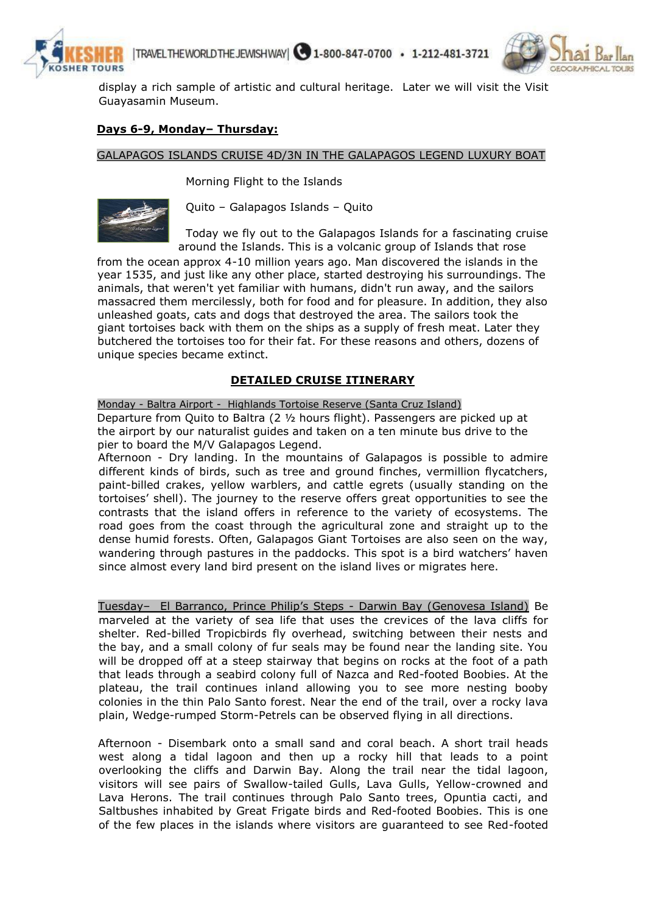display a rich sample of artistic and cultural heritage. Later we will visit the Visit Guayasamin Museum.

**Days 6-9, Monday– Thursday:**

GALAPAGOS ISLANDS CRUISE 4D/3N IN THE GALAPAGOS LEGEND LUXURY BOAT

Morning Flight to the Islands

Quito – Galapagos Islands – Quito

Today we fly out to the Galapagos Islands for a fascinating cruise around the Islands. This is a volcanic group of Islands that rose from the ocean approx 4-10 million years ago. Man discovered the islands in the year 1535, and just like any other place, started destroying his surroundings. The animals, that weren't yet familiar with humans, didn't run away, and the sailors massacred them mercilessly, both for food and for pleasure. In addition, they also unleashed goats, cats and dogs that destroyed the area. The sailors took the giant tortoises back with them on the ships as a supply of fresh meat. Later they butchered the tortoises too for their fat. For these reasons and others, dozens of unique species became extinct.

**DETAILED CRUISE ITINERARY**

Monday - Baltra Airport - Highlands Tortoise Reserve (Santa Cruz Island)

Departure from Quito to Baltra (2 ½ hours flight). Passengers are picked up at the airport by our naturalist guides and taken on a ten minute bus drive to the pier to board the M/V Galapagos Legend.

Afternoon - Dry landing. In the mountains of Galapagos is possible to admire different kinds of birds, such as tree and ground finches, vermillion flycatchers, paint-billed crakes, yellow warblers, and cattle egrets (usually standing on the tortoises' shell). The journey to the reserve offers great opportunities to see the contrasts that the island offers in reference to the variety of ecosystems. The road goes from the coast through the agricultural zone and straight up to the dense humid forests. Often, Galapagos Giant Tortoises are also seen on the way, wandering through pastures in the paddocks. This spot is a bird watchers' haven since almost every land bird present on the island lives or migrates here.

Tuesday– El Barranco, Prince Philip's Steps - Darwin Bay (Genovesa Island) Be marveled at the variety of sea life that uses the crevices of the lava cliffs for shelter. Red-billed Tropicbirds fly overhead, switching between their nests and the bay, and a small colony of fur seals may be found near the landing site. You will be dropped off at a steep stairway that begins on rocks at the foot of a path that leads through a seabird colony full of Nazca and Red-footed Boobies. At the plateau, the trail continues inland allowing you to see more nesting booby colonies in the thin Palo Santo forest. Near the end of the trail, over a rocky lava plain, Wedge-rumped Storm-Petrels can be observed flying in all directions.

Afternoon - Disembark onto a small sand and coral beach. A short trail heads west along a tidal lagoon and then up a rocky hill that leads to a point overlooking the cliffs and Darwin Bay. Along the trail near the tidal lagoon, visitors will see pairs of Swallow-tailed Gulls, Lava Gulls, Yellow-crowned and Lava Herons. The trail continues through Palo Santo trees, Opuntia cacti, and Saltbushes inhabited by Great Frigate birds and Red-footed Boobies. This is one of the few places in the islands where visitors are guaranteed to see Red-footed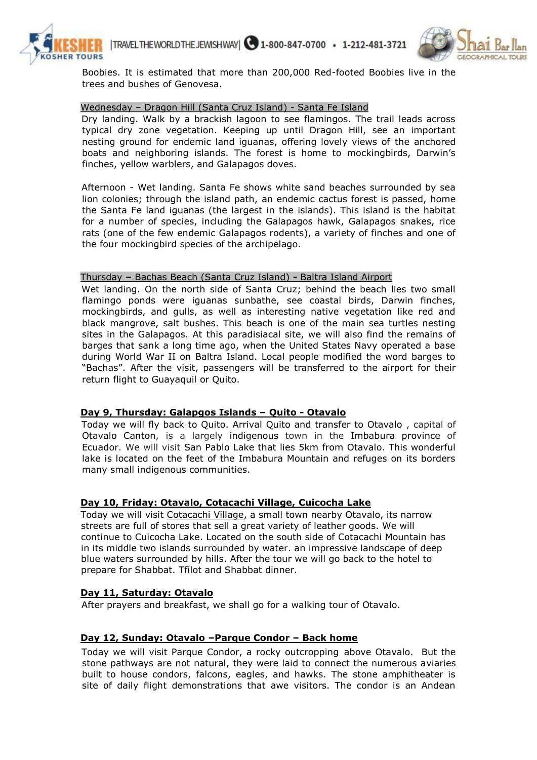Boobies. It is estimated that more than 200,000 Red-footed Boobies live in the trees and bushes of Genovesa.

Wednesday – Dragon Hill (Santa Cruz Island) - Santa Fe Island

Dry landing. Walk by a brackish lagoon to see flamingos. The trail leads across typical dry zone vegetation. Keeping up until Dragon Hill, see an important nesting ground for endemic land iguanas, offering lovely views of the anchored boats and neighboring islands. The forest is home to mockingbirds, Darwin's finches, yellow warblers, and Galapagos doves.

Afternoon - Wet landing. Santa Fe shows white sand beaches surrounded by sea lion colonies; through the island path, an endemic cactus forest is passed, home the Santa Fe land iguanas (the largest in the islands). This island is the habitat for a number of species, including the Galapagos hawk, Galapagos snakes, rice rats (one of the few endemic Galapagos rodents), a variety of finches and one of the four mockingbird species of the archipelago.

Thursday – Bachas Beach (Santa Cruz Island) - Baltra Island Airport

Wet landing. On the north side of Santa Cruz; behind the beach lies two small flamingo ponds were iguanas sunbathe, see coastal birds, Darwin finches, mockingbirds, and gulls, as well as interesting native vegetation like red and black mangrove, salt bushes. This beach is one of the main sea turtles nesting sites in the Galapagos. At this paradisiacal site, we will also find the remains of barges that sank a long time ago, when the United States Navy operated a base during World War II on Baltra Island. Local people modified the word barges to "Bachas". After the visit, passengers will be transferred to the airport for their return flight to Guayaquil or Quito.

**Day 9, Thursday: Galapgos Islands – Quito - Otavalo**

Today we will fly back to Quito. Arrival Quito and transfer to Otavalo , capital of Otavalo Canton, is a largely indigenous town in the Imbabura province of Ecuador. We will visit San Pablo Lake that lies 5km from Otavalo. This wonderful lake is located on the feet of the Imbabura Mountain and refuges on its borders many small indigenous communities.

**Day 10, Friday: Otavalo, Cotacachi Village, Cuicocha Lake**

Today we will visit Cotacachi Village, a small town nearby Otavalo, its narrow streets are full of stores that sell a great variety of leather goods. We will continue to Cuicocha Lake. Located on the south side of Cotacachi Mountain has in its middle two islands surrounded by water. an impressive landscape of deep blue waters surrounded by hills. After the tour we will go back to the hotel to prepare for Shabbat. Tfilot and Shabbat dinner.

**Day 11, Saturday: Otavalo**

After prayers and breakfast, we shall go for a walking tour of Otavalo.

**Day 12, Sunday: Otavalo –Parque Condor – Back home**

Today we will visit Parque Condor, a rocky outcropping above Otavalo. But the stone pathways are not natural, they were laid to connect the numerous aviaries built to house condors, falcons, eagles, and hawks. The stone amphitheater is site of daily flight demonstrations that awe visitors. The condor is an Andean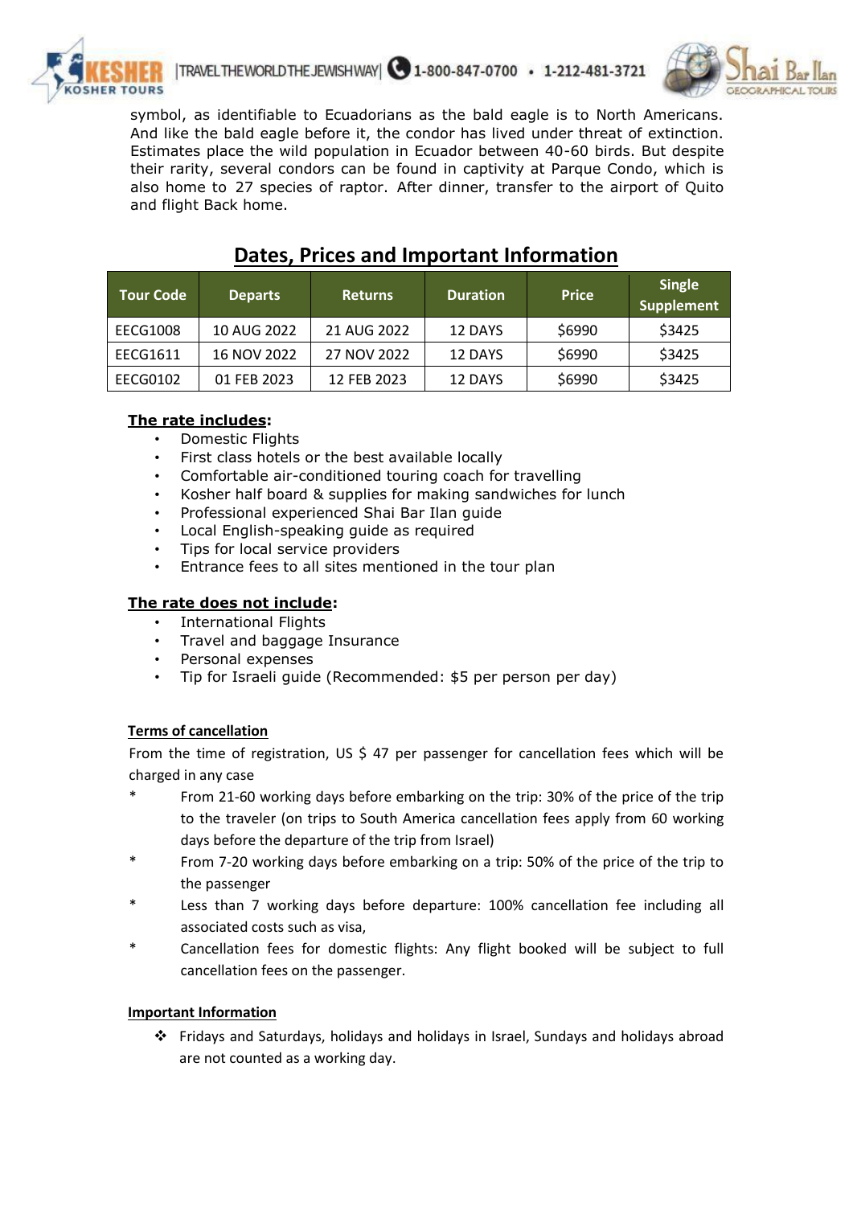symbol, as identifiable to Ecuadorians as the bald eagle is to North Americans. And like the bald eagle before it, the condor has lived under threat of extinction. Estimates place the wild population in Ecuador between 40-60 birds. But despite their rarity, several condors can be found in captivity at Parque Condo, which is also home to 27 species of raptor. After dinner, transfer to the airport of Quito and flight Back home.

## Dates, Prices and Important Information

| Tour Code | Departs | Returns | Duration | Price | Single Supplement |
|---|---|---|---|---|---|
| EECG1008 | 10 AUG 2022 | 21 AUG 2022 | 12 DAYS | $6990 | $3425 |
| EECG1611 | 16 NOV 2022 | 27 NOV 2022 | 12 DAYS | $6990 | $3425 |
| EECG0102 | 01 FEB 2023 | 12 FEB 2023 | 12 DAYS | $6990 | $3425 |

**The rate includes:**

- Domestic Flights
- First class hotels or the best available locally
- Comfortable air-conditioned touring coach for travelling
- Kosher half board & supplies for making sandwiches for lunch
- Professional experienced Shai Bar Ilan guide
- Local English-speaking guide as required
- Tips for local service providers
- Entrance fees to all sites mentioned in the tour plan

**The rate does not include:**

- International Flights
- Travel and baggage Insurance
- Personal expenses
- Tip for Israeli guide (Recommended: $5 per person per day)

**Terms of cancellation**

From the time of registration, US $ 47 per passenger for cancellation fees which will be charged in any case

* From 21-60 working days before embarking on the trip: 30% of the price of the trip to the traveler (on trips to South America cancellation fees apply from 60 working days before the departure of the trip from Israel)
* From 7-20 working days before embarking on a trip: 50% of the price of the trip to the passenger
* Less than 7 working days before departure: 100% cancellation fee including all associated costs such as visa,
* Cancellation fees for domestic flights: Any flight booked will be subject to full cancellation fees on the passenger.

**Important Information**

- Fridays and Saturdays, holidays and holidays in Israel, Sundays and holidays abroad are not counted as a working day.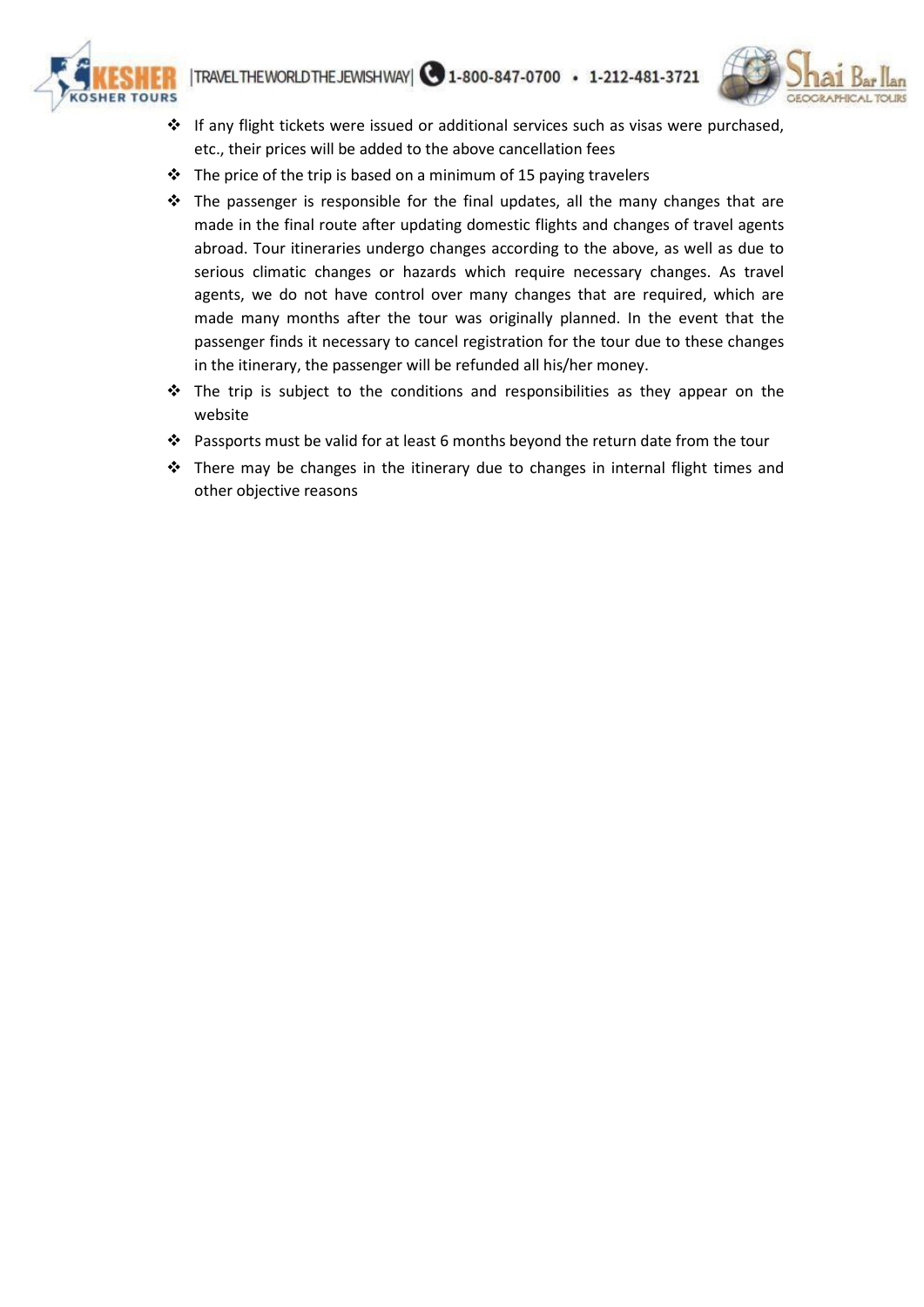- If any flight tickets were issued or additional services such as visas were purchased, etc., their prices will be added to the above cancellation fees
- The price of the trip is based on a minimum of 15 paying travelers
- The passenger is responsible for the final updates, all the many changes that are made in the final route after updating domestic flights and changes of travel agents abroad. Tour itineraries undergo changes according to the above, as well as due to serious climatic changes or hazards which require necessary changes. As travel agents, we do not have control over many changes that are required, which are made many months after the tour was originally planned. In the event that the passenger finds it necessary to cancel registration for the tour due to these changes in the itinerary, the passenger will be refunded all his/her money.
- The trip is subject to the conditions and responsibilities as they appear on the website
- Passports must be valid for at least 6 months beyond the return date from the tour
- There may be changes in the itinerary due to changes in internal flight times and other objective reasons